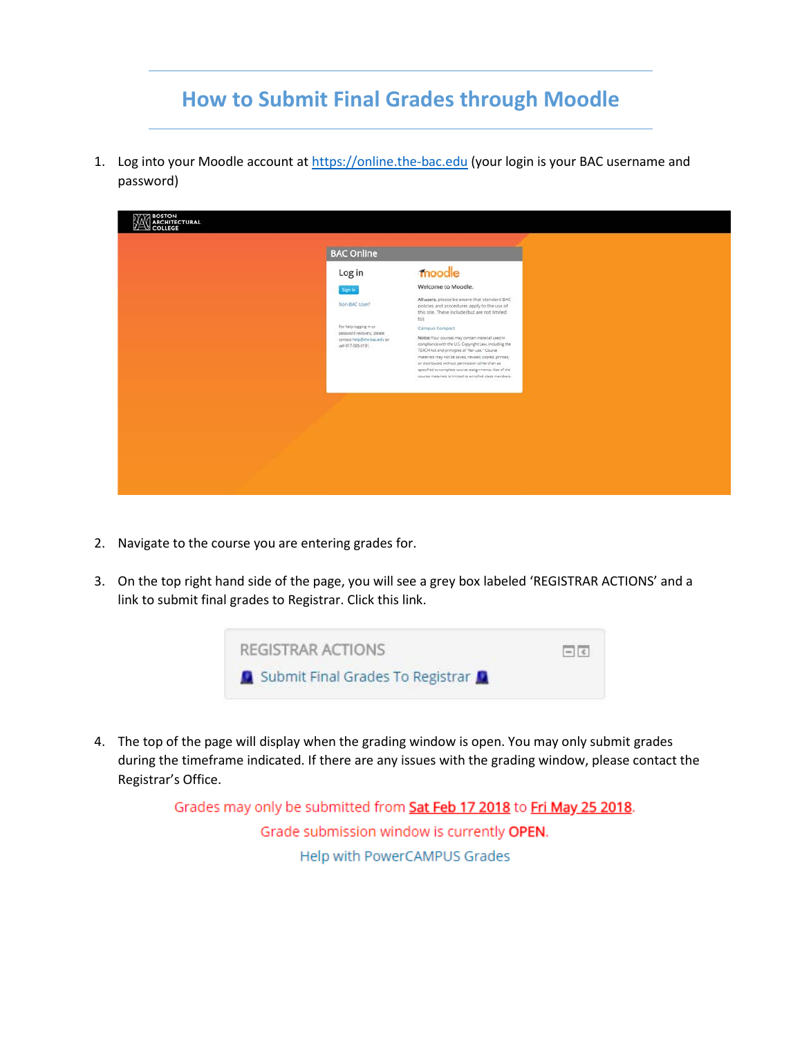# How to Submit Final Grades through Moodle

1. Log into your Moodle account at https://online.the-bac.edu (your login is your BAC username and password)

2. Navigate to the course you are entering grades for.

3. On the top right hand side of the page, you will see a grey box labeled 'REGISTRAR ACTIONS' and a link to submit final grades to Registrar. Click this link.

4. The top of the page will display when the grading window is open. You may only submit grades during the timeframe indicated. If there are any issues with the grading window, please contact the Registrar's Office.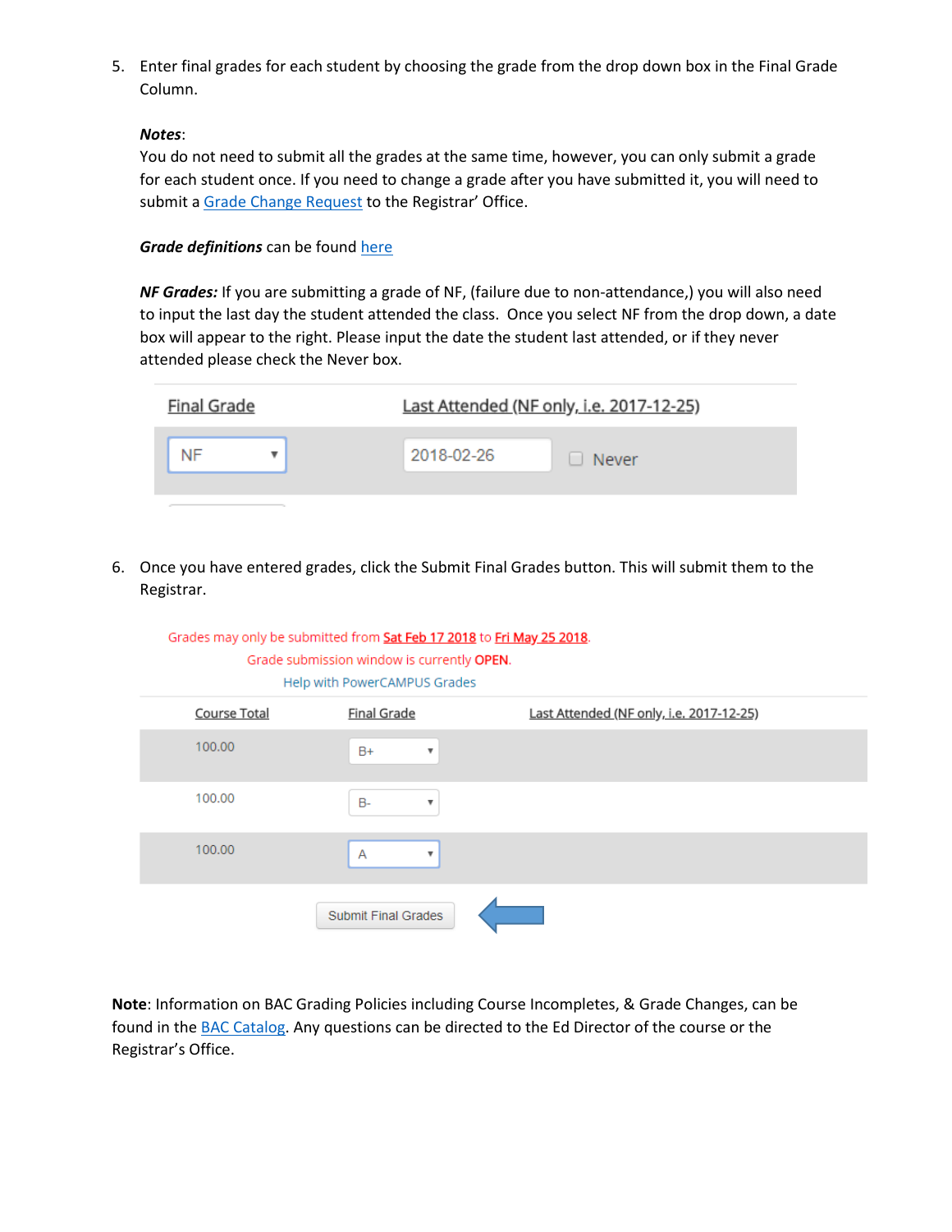5. Enter final grades for each student by choosing the grade from the drop down box in the Final Grade Column.

   ***Notes***:
   You do not need to submit all the grades at the same time, however, you can only submit a grade for each student once. If you need to change a grade after you have submitted it, you will need to submit a Grade Change Request to the Registrar' Office.

   ***Grade definitions*** can be found here

   ***NF Grades:*** If you are submitting a grade of NF, (failure due to non-attendance,) you will also need to input the last day the student attended the class. Once you select NF from the drop down, a date box will appear to the right. Please input the date the student last attended, or if they never attended please check the Never box.

   | Final Grade | Last Attended (NF only, i.e. 2017-12-25) |
   |---|---|
   | NF | 2018-02-26 ☐ Never |

6. Once you have entered grades, click the Submit Final Grades button. This will submit them to the Registrar.

   Grades may only be submitted from Sat Feb 17 2018 to Fri May 25 2018.
   Grade submission window is currently OPEN.
   Help with PowerCAMPUS Grades

   | Course Total | Final Grade | Last Attended (NF only, i.e. 2017-12-25) |
   |---|---|---|
   | 100.00 | B+ | |
   | 100.00 | B- | |
   | 100.00 | A | |

   Submit Final Grades

**Note**: Information on BAC Grading Policies including Course Incompletes, & Grade Changes, can be found in the BAC Catalog. Any questions can be directed to the Ed Director of the course or the Registrar's Office.